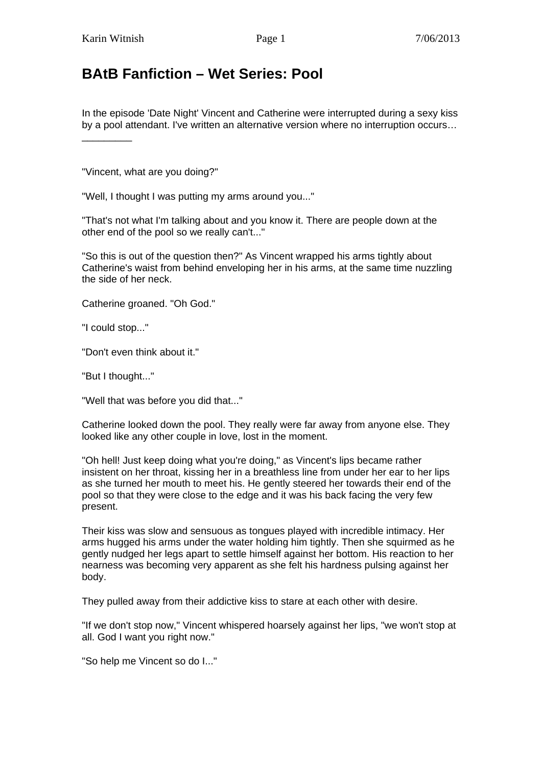# BAtB Fanfiction – Wet Series: Pool

In the episode 'Date Night' Vincent and Catherine were interrupted during a sexy kiss by a pool attendant. I've written an alternative version where no interruption occurs…

\_\_\_\_\_\_\_\_\_

"Vincent, what are you doing?"

"Well, I thought I was putting my arms around you..."

"That's not what I'm talking about and you know it. There are people down at the other end of the pool so we really can't..."

"So this is out of the question then?" As Vincent wrapped his arms tightly about Catherine's waist from behind enveloping her in his arms, at the same time nuzzling the side of her neck.

Catherine groaned. "Oh God."

"I could stop..."

"Don't even think about it."

"But I thought..."

"Well that was before you did that..."

Catherine looked down the pool. They really were far away from anyone else. They looked like any other couple in love, lost in the moment.

"Oh hell! Just keep doing what you're doing," as Vincent's lips became rather insistent on her throat, kissing her in a breathless line from under her ear to her lips as she turned her mouth to meet his. He gently steered her towards their end of the pool so that they were close to the edge and it was his back facing the very few present.

Their kiss was slow and sensuous as tongues played with incredible intimacy. Her arms hugged his arms under the water holding him tightly. Then she squirmed as he gently nudged her legs apart to settle himself against her bottom. His reaction to her nearness was becoming very apparent as she felt his hardness pulsing against her body.

They pulled away from their addictive kiss to stare at each other with desire.

"If we don't stop now," Vincent whispered hoarsely against her lips, "we won't stop at all. God I want you right now."

"So help me Vincent so do I..."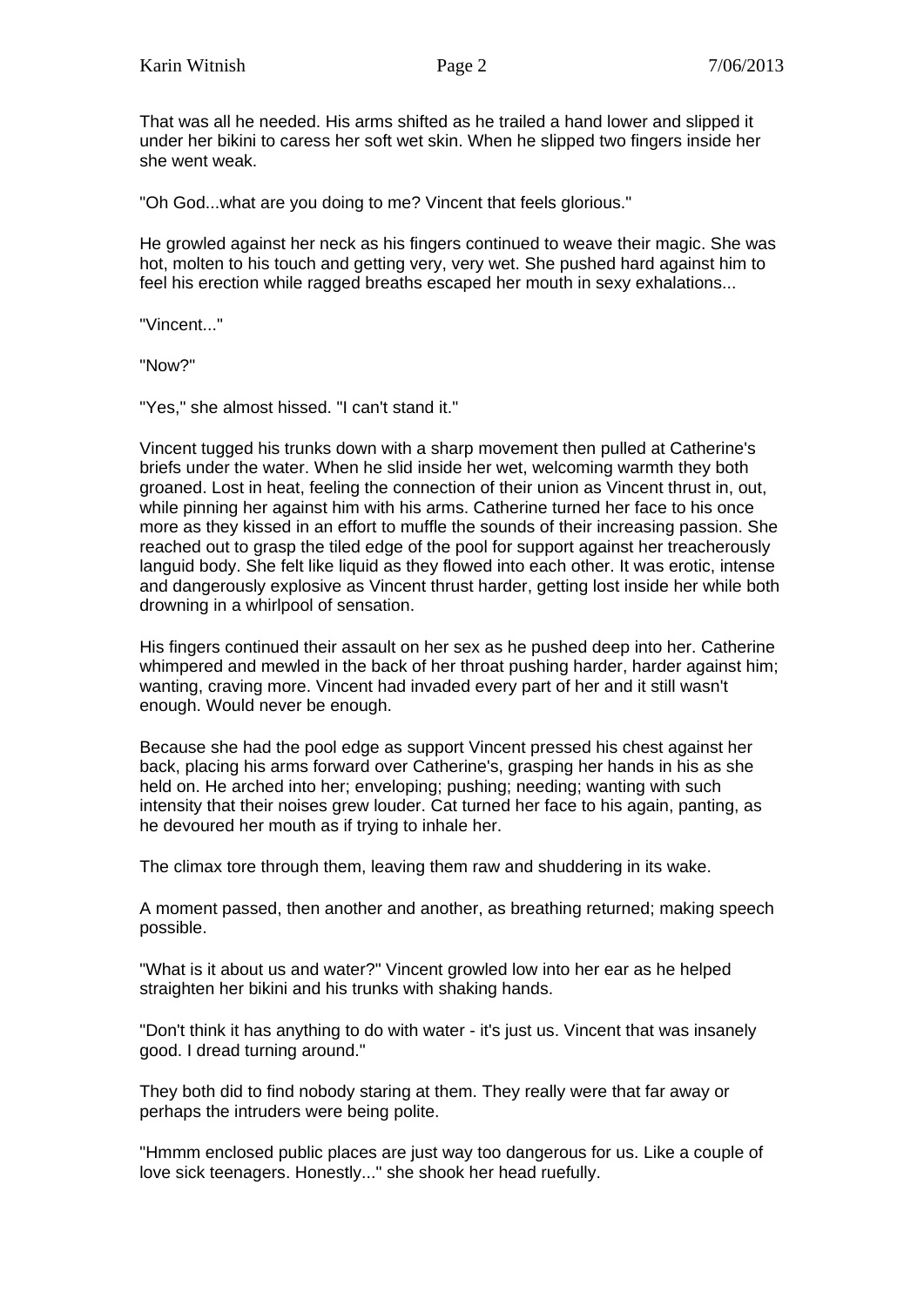That was all he needed. His arms shifted as he trailed a hand lower and slipped it under her bikini to caress her soft wet skin. When he slipped two fingers inside her she went weak.

"Oh God...what are you doing to me? Vincent that feels glorious."

He growled against her neck as his fingers continued to weave their magic. She was hot, molten to his touch and getting very, very wet. She pushed hard against him to feel his erection while ragged breaths escaped her mouth in sexy exhalations...

"Vincent..."

"Now?"

"Yes," she almost hissed. "I can't stand it."

Vincent tugged his trunks down with a sharp movement then pulled at Catherine's briefs under the water. When he slid inside her wet, welcoming warmth they both groaned. Lost in heat, feeling the connection of their union as Vincent thrust in, out, while pinning her against him with his arms. Catherine turned her face to his once more as they kissed in an effort to muffle the sounds of their increasing passion. She reached out to grasp the tiled edge of the pool for support against her treacherously languid body. She felt like liquid as they flowed into each other. It was erotic, intense and dangerously explosive as Vincent thrust harder, getting lost inside her while both drowning in a whirlpool of sensation.

His fingers continued their assault on her sex as he pushed deep into her. Catherine whimpered and mewled in the back of her throat pushing harder, harder against him; wanting, craving more. Vincent had invaded every part of her and it still wasn't enough. Would never be enough.

Because she had the pool edge as support Vincent pressed his chest against her back, placing his arms forward over Catherine's, grasping her hands in his as she held on. He arched into her; enveloping; pushing; needing; wanting with such intensity that their noises grew louder. Cat turned her face to his again, panting, as he devoured her mouth as if trying to inhale her.

The climax tore through them, leaving them raw and shuddering in its wake.

A moment passed, then another and another, as breathing returned; making speech possible.

"What is it about us and water?" Vincent growled low into her ear as he helped straighten her bikini and his trunks with shaking hands.

"Don't think it has anything to do with water - it's just us. Vincent that was insanely good. I dread turning around."

They both did to find nobody staring at them. They really were that far away or perhaps the intruders were being polite.

"Hmmm enclosed public places are just way too dangerous for us. Like a couple of love sick teenagers. Honestly..." she shook her head ruefully.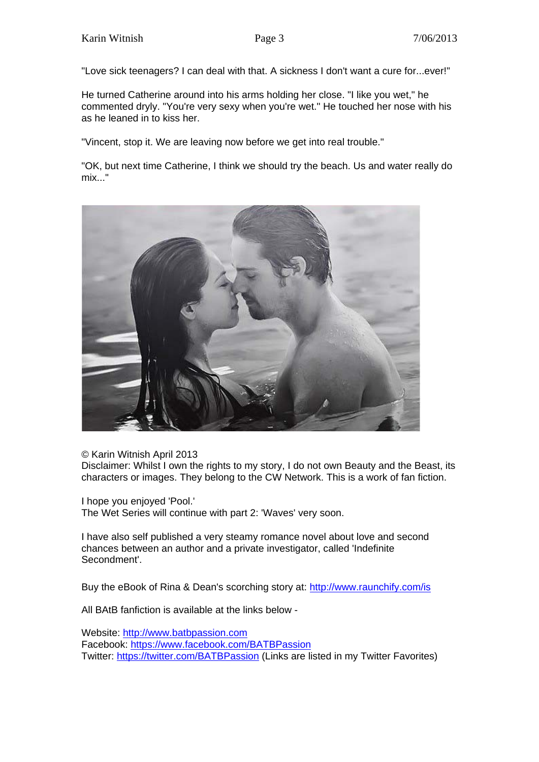"Love sick teenagers? I can deal with that. A sickness I don't want a cure for...ever!"

He turned Catherine around into his arms holding her close. "I like you wet," he commented dryly. "You're very sexy when you're wet." He touched her nose with his as he leaned in to kiss her.

"Vincent, stop it. We are leaving now before we get into real trouble."

"OK, but next time Catherine, I think we should try the beach. Us and water really do mix..."

© Karin Witnish April 2013
Disclaimer: Whilst I own the rights to my story, I do not own Beauty and the Beast, its characters or images. They belong to the CW Network. This is a work of fan fiction.

I hope you enjoyed 'Pool.'
The Wet Series will continue with part 2: 'Waves' very soon.

I have also self published a very steamy romance novel about love and second chances between an author and a private investigator, called 'Indefinite Secondment'.

Buy the eBook of Rina & Dean's scorching story at: http://www.raunchify.com/is

All BAtB fanfiction is available at the links below -

Website: http://www.batbpassion.com
Facebook: https://www.facebook.com/BATBPassion
Twitter: https://twitter.com/BATBPassion (Links are listed in my Twitter Favorites)